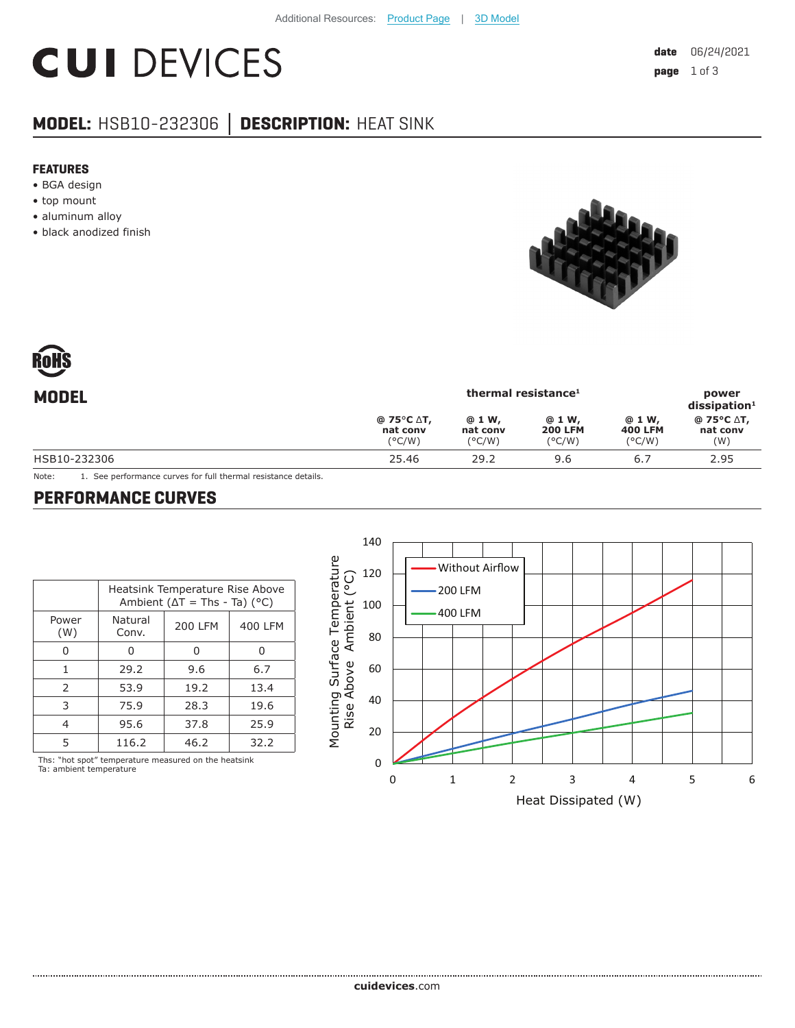Additional Resources: Product Page | 3D Model

# CUI DEVICES

**date** 06/24/2021

## MODEL: HSB10-232306 | DESCRIPTION: HEAT SINK

### FEATURES

- BGA design
- top mount
- aluminum alloy
- black anodized finish

RoHS

| MODEL | thermal resistance[1] | | | | power dissipation[1] |
|---|---|---|---|---|---|
| | @ 75°C ΔT, nat conv (°C/W) | @ 1 W, nat conv (°C/W) | @ 1 W, 200 LFM (°C/W) | @ 1 W, 400 LFM (°C/W) | @ 75°C ΔT, nat conv (W) |
| HSB10-232306 | 25.46 | 29.2 | 9.6 | 6.7 | 2.95 |

Note: 1. See performance curves for full thermal resistance details.

## PERFORMANCE CURVES

| Power (W) | Heatsink Temperature Rise Above Ambient (ΔT = Ths - Ta) (°C) | | |
|---|---|---|---|
| | Natural Conv. | 200 LFM | 400 LFM |
| 0 | 0 | 0 | 0 |
| 1 | 29.2 | 9.6 | 6.7 |
| 2 | 53.9 | 19.2 | 13.4 |
| 3 | 75.9 | 28.3 | 19.6 |
| 4 | 95.6 | 37.8 | 25.9 |
| 5 | 116.2 | 46.2 | 32.2 |

Ths: "hot spot" temperature measured on the heatsink
Ta: ambient temperature

Chart: Mounting Surface Temperature Rise Above Ambient (°C) vs. Heat Dissipated (W); curves: Without Airflow, 200 LFM, 400 LFM

cuidevices.com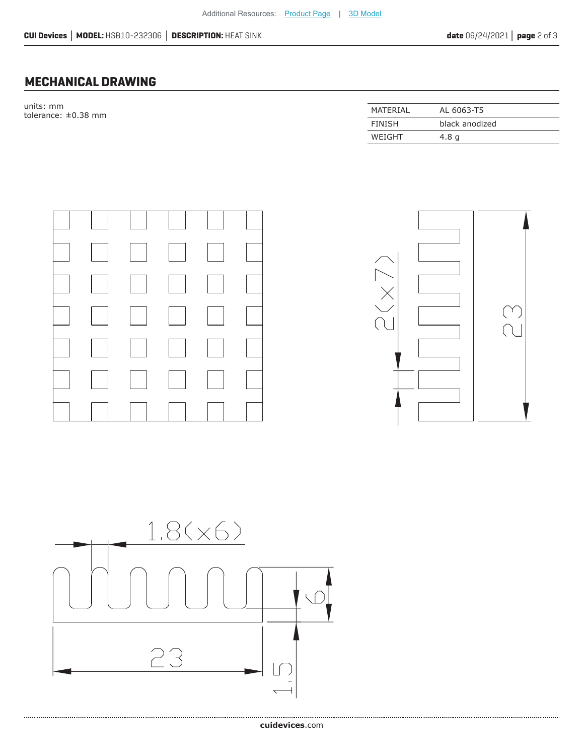## MECHANICAL DRAWING

units: mm
tolerance: ±0.38 mm

| MATERIAL | AL 6063-T5 |
|---|---|
| FINISH | black anodized |
| WEIGHT | 4.8 g |

2(x7)

23

1.8(x6)

6

23

1.5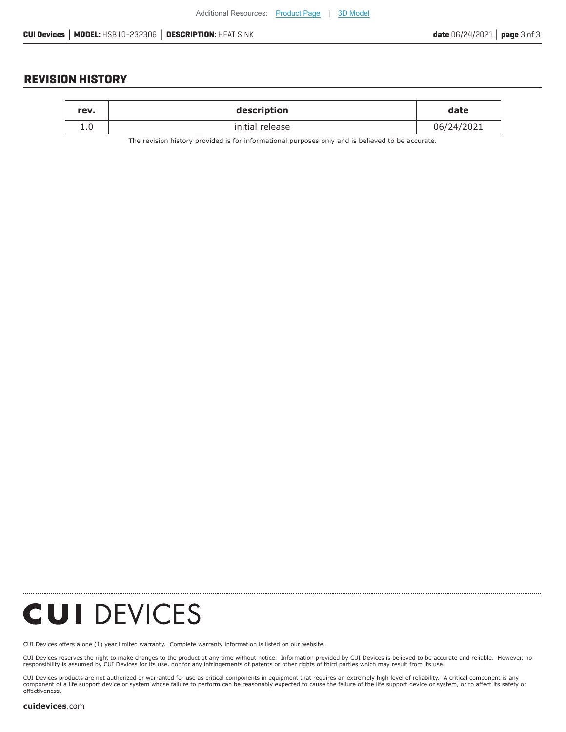## REVISION HISTORY

| rev. | description | date |
|---|---|---|
| 1.0 | initial release | 06/24/2021 |

The revision history provided is for informational purposes only and is believed to be accurate.

**CUI DEVICES**

CUI Devices offers a one (1) year limited warranty. Complete warranty information is listed on our website.

CUI Devices reserves the right to make changes to the product at any time without notice. Information provided by CUI Devices is believed to be accurate and reliable. However, no responsibility is assumed by CUI Devices for its use, nor for any infringements of patents or other rights of third parties which may result from its use.

CUI Devices products are not authorized or warranted for use as critical components in equipment that requires an extremely high level of reliability. A critical component is any component of a life support device or system whose failure to perform can be reasonably expected to cause the failure of the life support device or system, or to affect its safety or effectiveness.

**cuidevices**.com